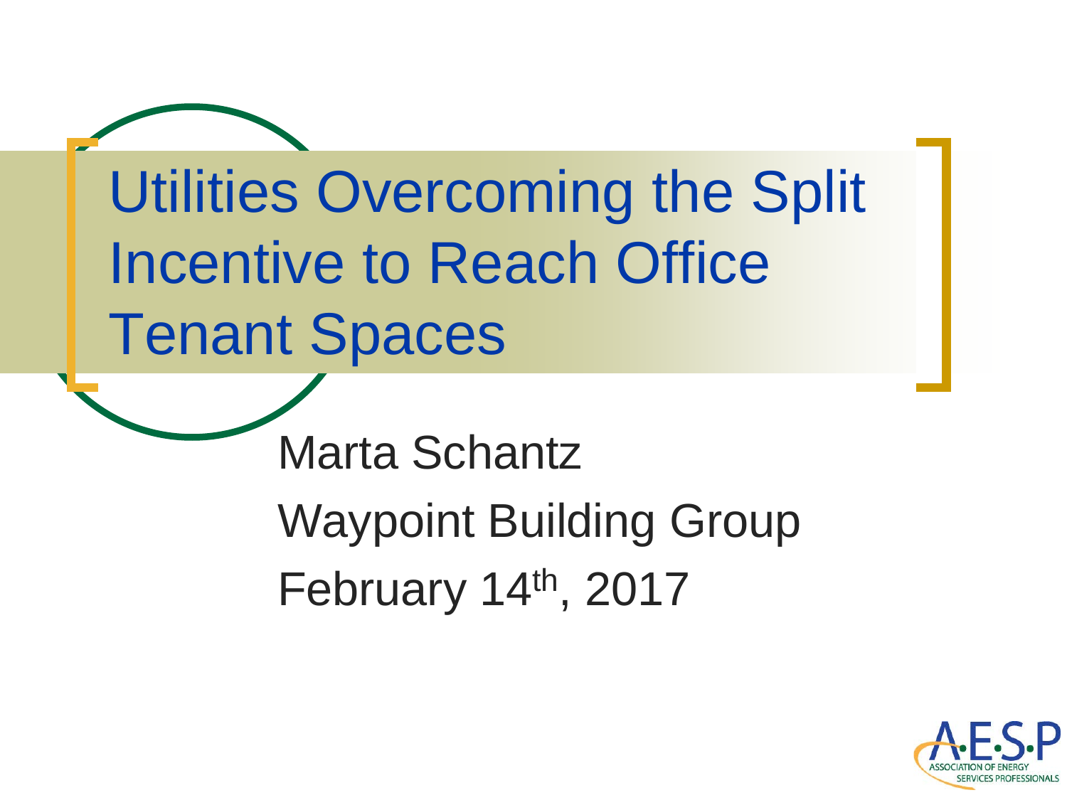# Utilities Overcoming the Split Incentive to Reach Office Tenant Spaces

Marta Schantz

Waypoint Building Group

February 14th, 2017

A·E·S·P

ASSOCIATION OF ENERGY SERVICES PROFESSIONALS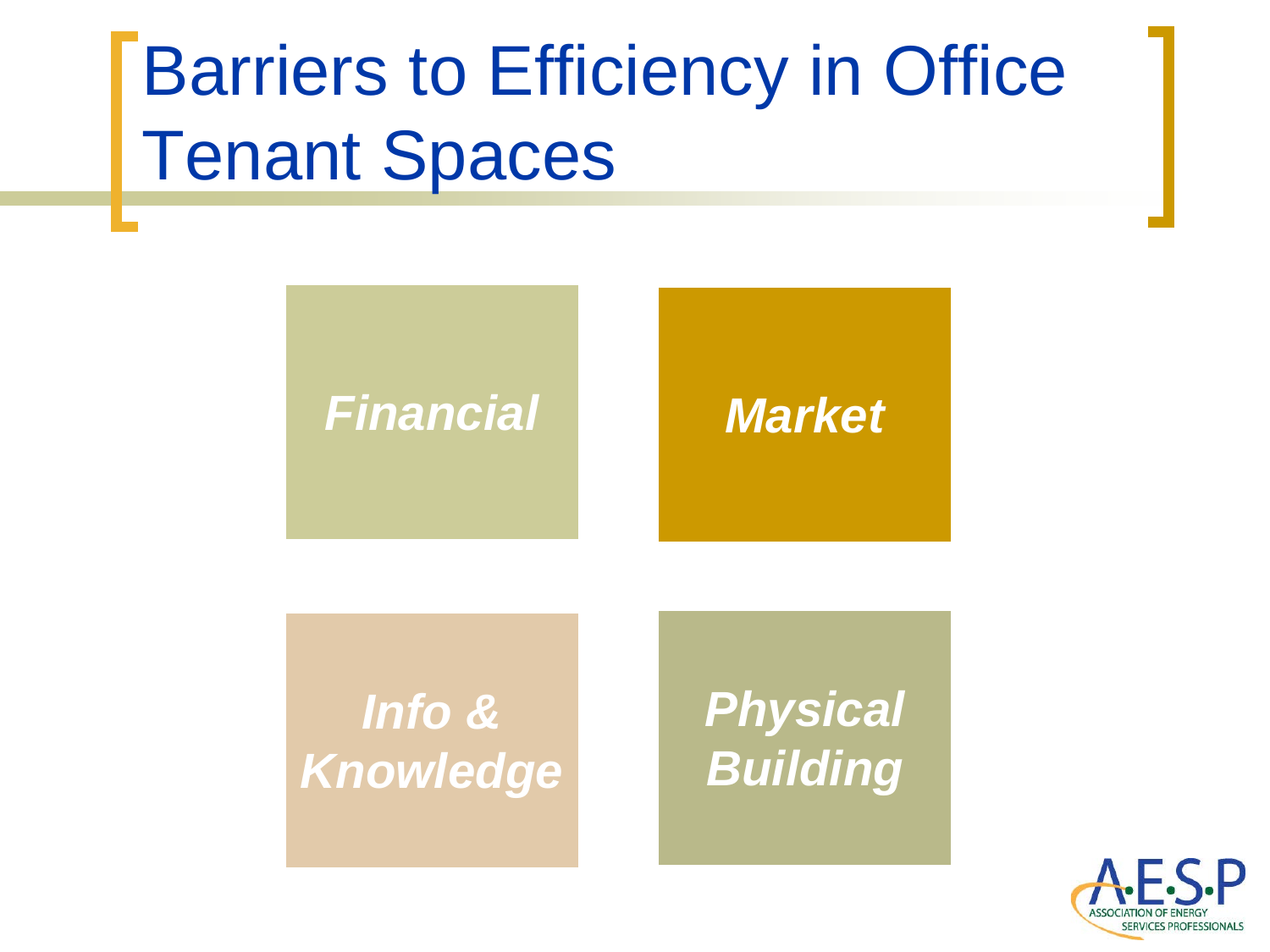# Barriers to Efficiency in Office Tenant Spaces

- *Financial*
- *Market*
- *Info & Knowledge*
- *Physical Building*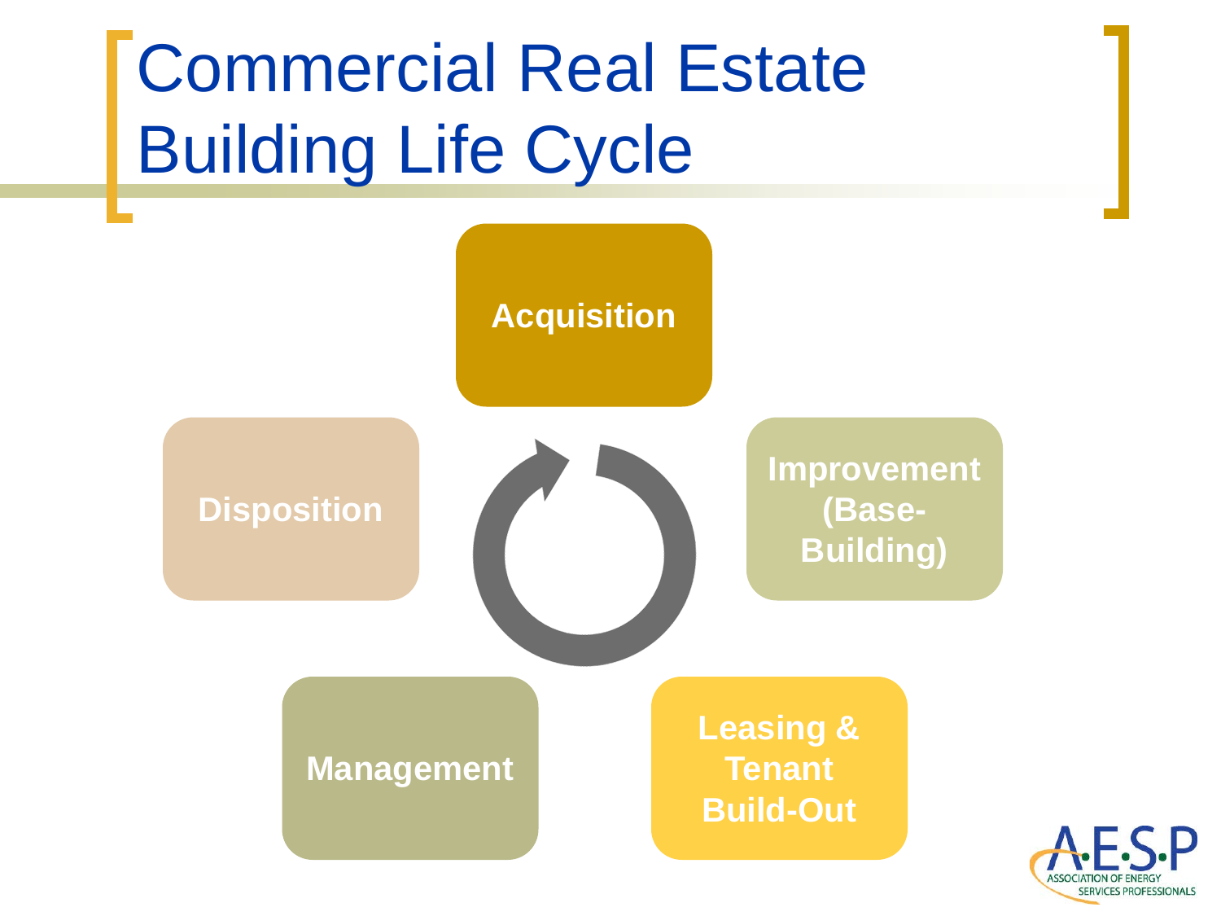# Commercial Real Estate Building Life Cycle

- Acquisition
- Improvement (Base-Building)
- Leasing & Tenant Build-Out
- Management
- Disposition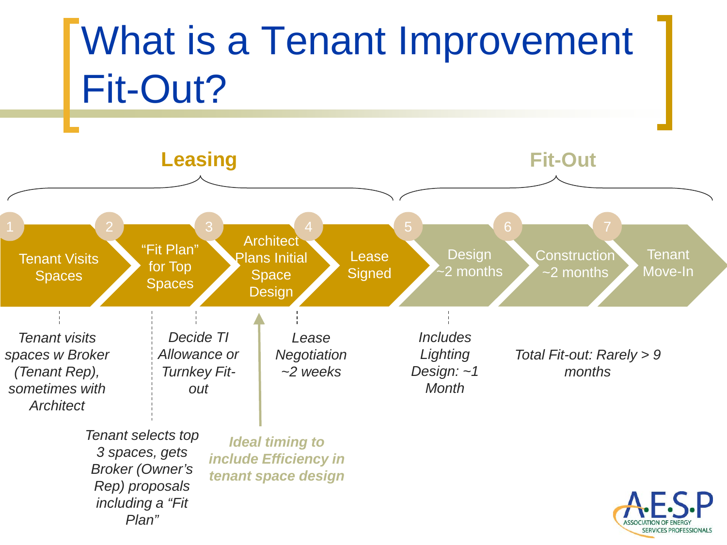# What is a Tenant Improvement Fit-Out?

## Leasing

1. Tenant Visits Spaces
2. "Fit Plan" for Top Spaces
3. Architect Plans Initial Space Design
4. Lease Signed

## Fit-Out

5. Design ~2 months
6. Construction ~2 months
7. Tenant Move-In

*Tenant visits spaces w Broker (Tenant Rep), sometimes with Architect*

*Tenant selects top 3 spaces, gets Broker (Owner's Rep) proposals including a "Fit Plan"*

*Decide TI Allowance or Turnkey Fit-out*

***Ideal timing to include Efficiency in tenant space design***

*Lease Negotiation ~2 weeks*

*Includes Lighting Design: ~1 Month*

*Total Fit-out: Rarely > 9 months*

AESP – Association of Energy Services Professionals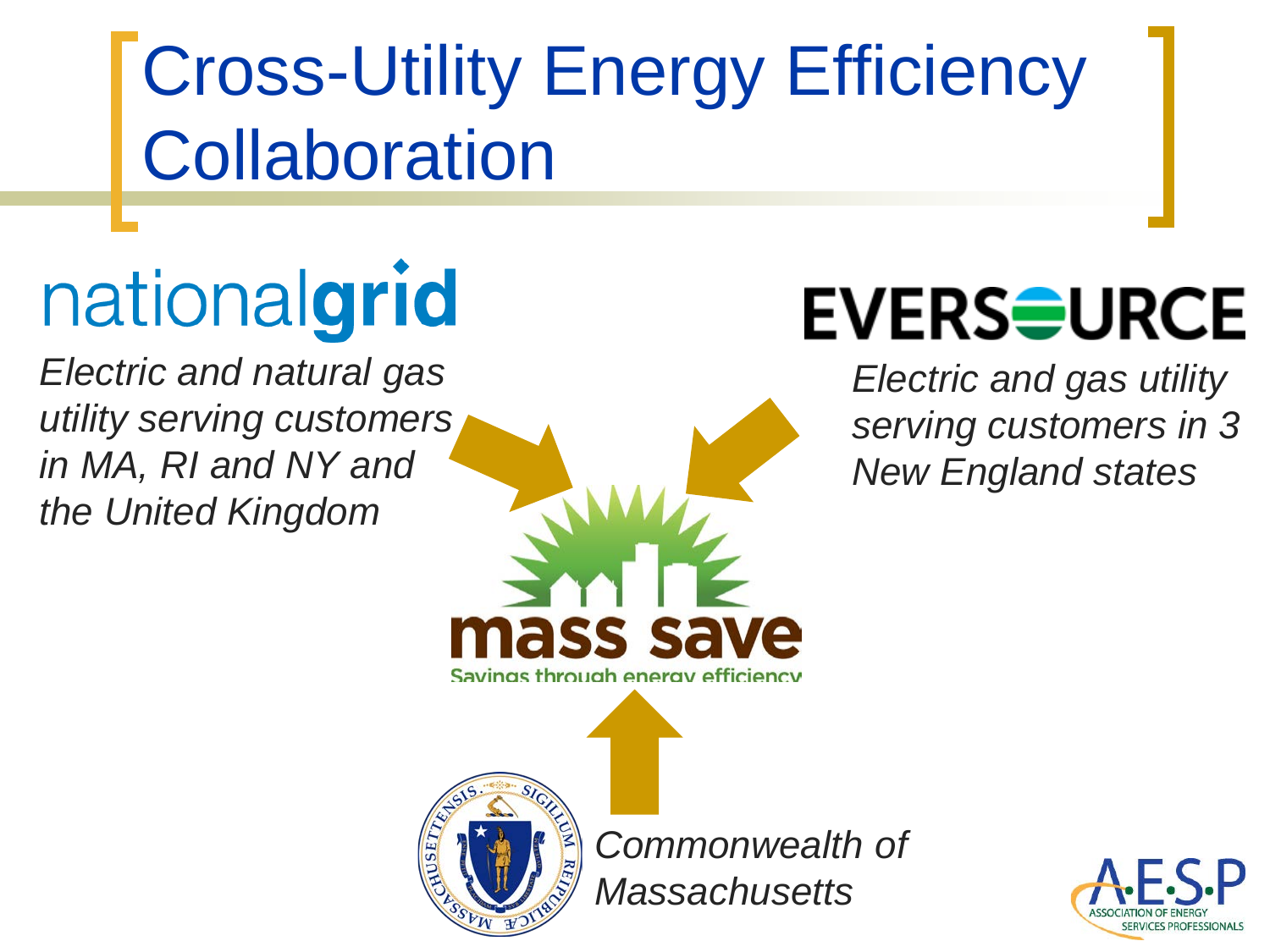# Cross-Utility Energy Efficiency Collaboration

nationalgrid

*Electric and natural gas utility serving customers in MA, RI and NY and the United Kingdom*

EVERSOURCE

*Electric and gas utility serving customers in 3 New England states*

mass save

Savings through energy efficiency

*Commonwealth of Massachusetts*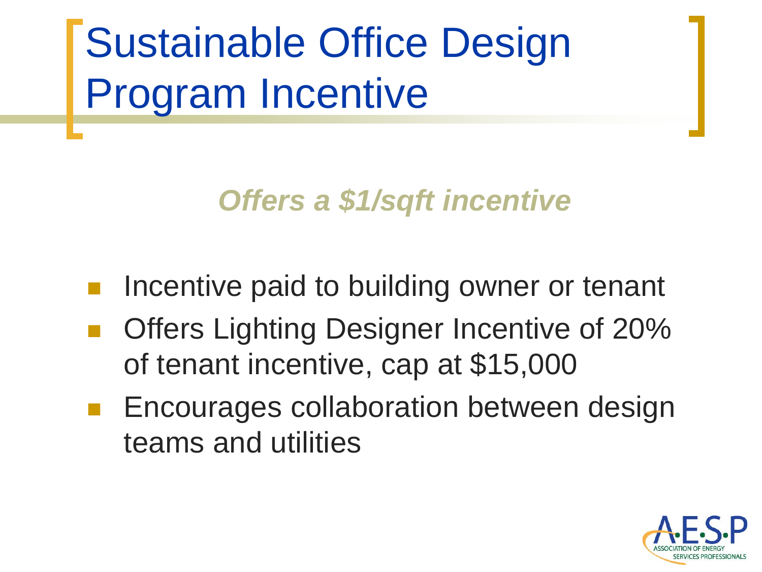# Sustainable Office Design Program Incentive

***Offers a $1/sqft incentive***

- Incentive paid to building owner or tenant
- Offers Lighting Designer Incentive of 20% of tenant incentive, cap at $15,000
- Encourages collaboration between design teams and utilities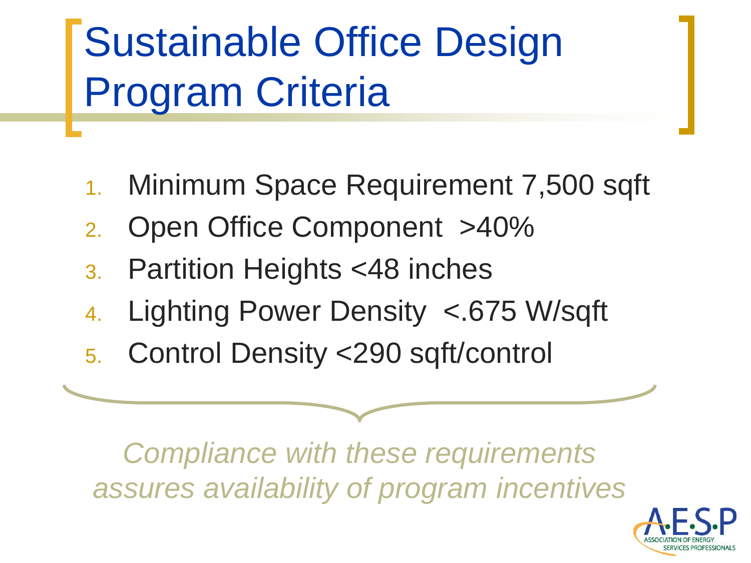# Sustainable Office Design Program Criteria

1. Minimum Space Requirement 7,500 sqft
2. Open Office Component >40%
3. Partition Heights <48 inches
4. Lighting Power Density <.675 W/sqft
5. Control Density <290 sqft/control

*Compliance with these requirements assures availability of program incentives*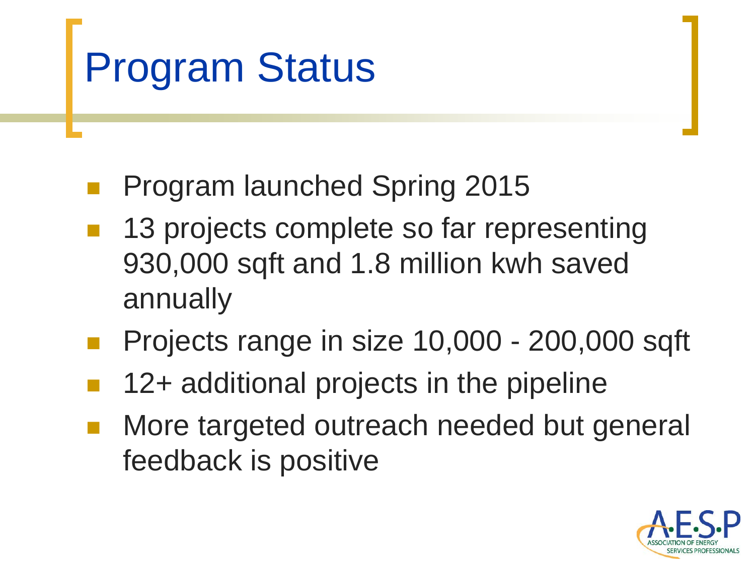# Program Status

- Program launched Spring 2015
- 13 projects complete so far representing 930,000 sqft and 1.8 million kwh saved annually
- Projects range in size 10,000 - 200,000 sqft
- 12+ additional projects in the pipeline
- More targeted outreach needed but general feedback is positive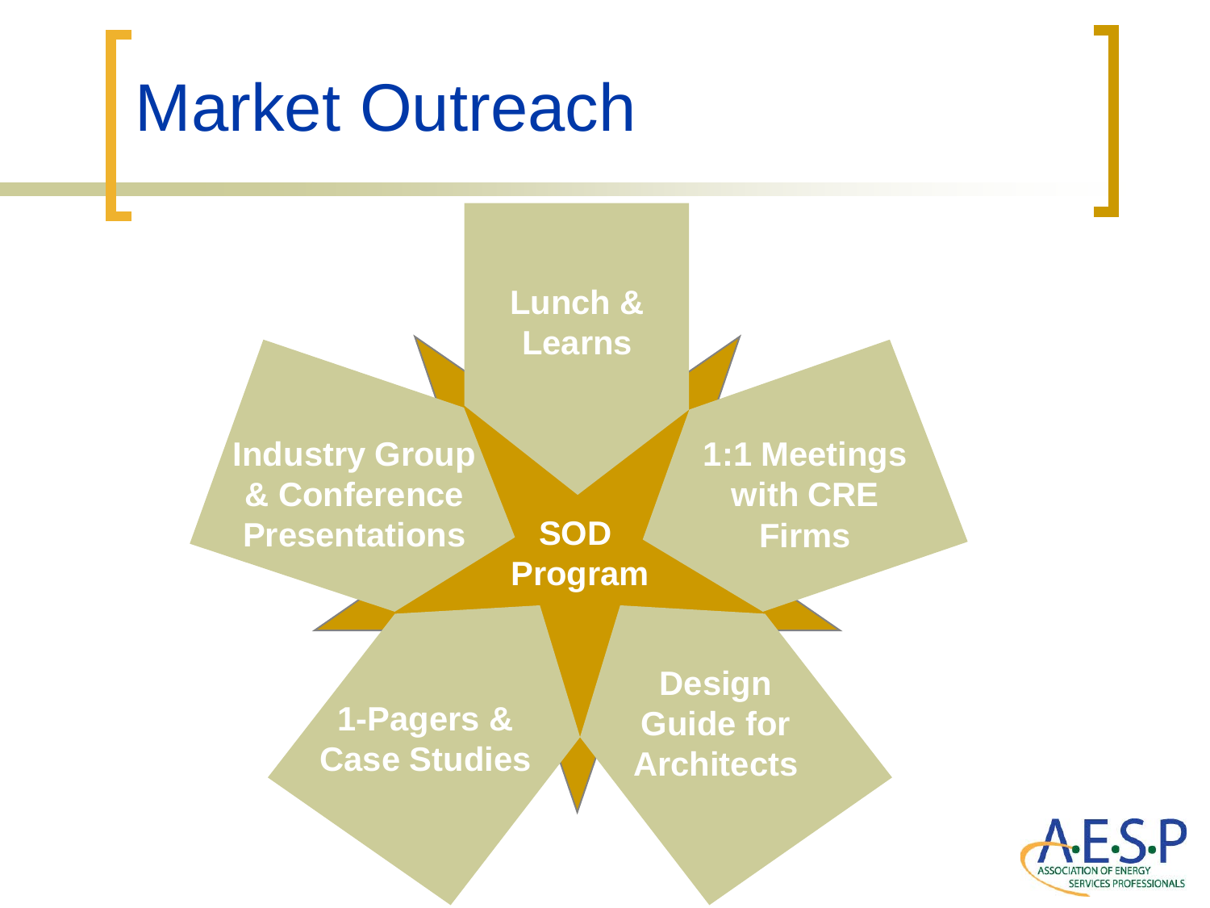# Market Outreach

**SOD Program**

- **Lunch & Learns**
- **1:1 Meetings with CRE Firms**
- **Design Guide for Architects**
- **1-Pagers & Case Studies**
- **Industry Group & Conference Presentations**

A·E·S·P ASSOCIATION OF ENERGY SERVICES PROFESSIONALS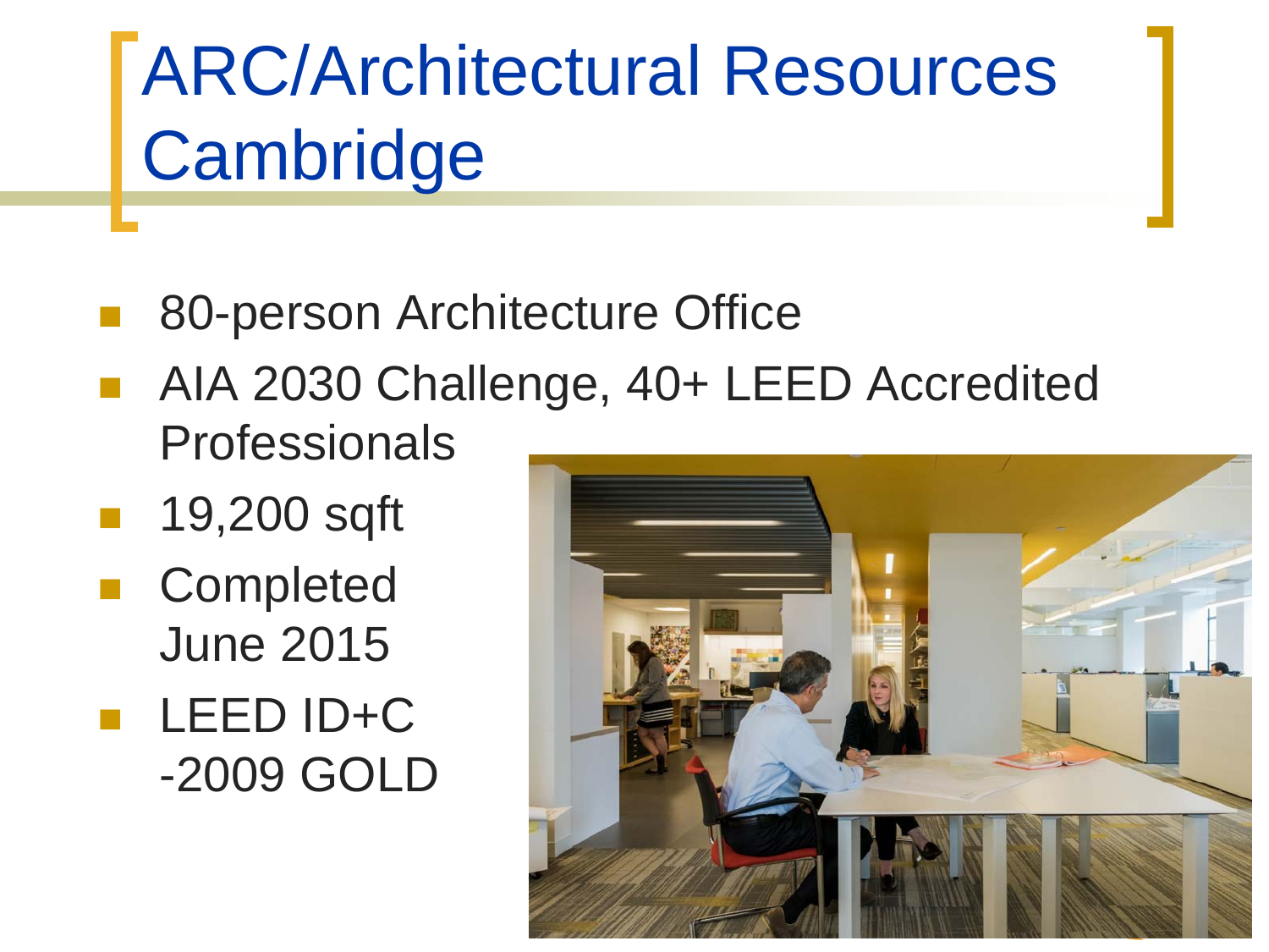# ARC/Architectual Resources Cambridge

- 80-person Architecture Office
- AIA 2030 Challenge, 40+ LEED Accredited Professionals
- 19,200 sqft
- Completed June 2015
- LEED ID+C -2009 GOLD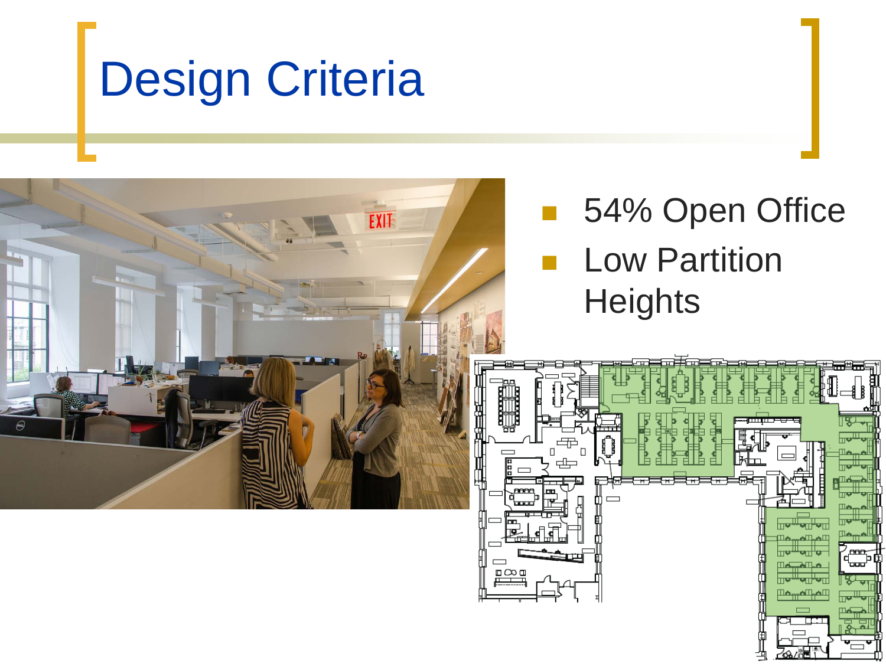# Design Criteria

- 54% Open Office
- Low Partition Heights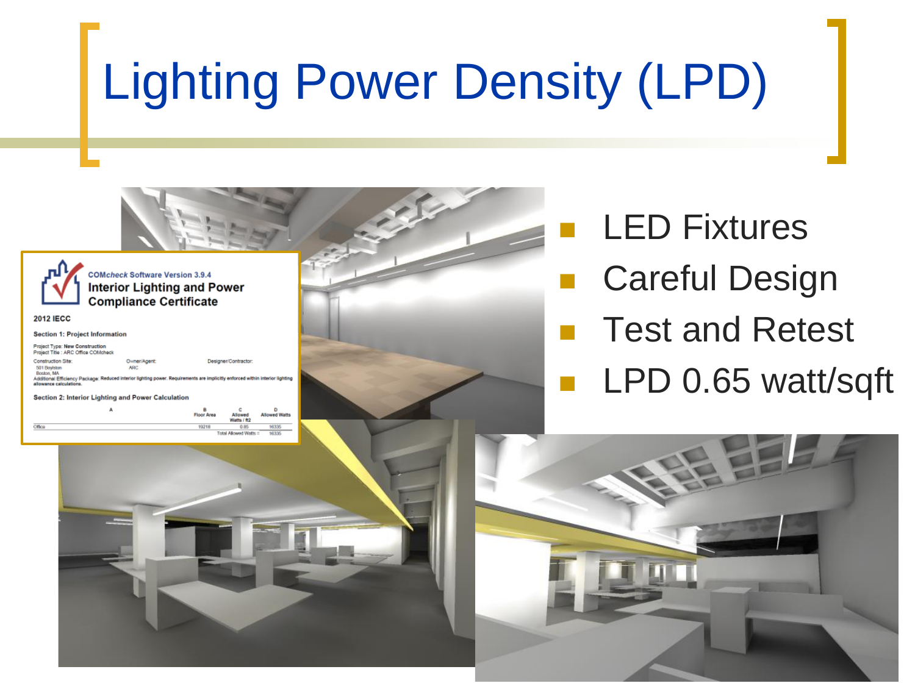# Lighting Power Density (LPD)

- LED Fixtures
- Careful Design
- Test and Retest
- LPD 0.65 watt/sqft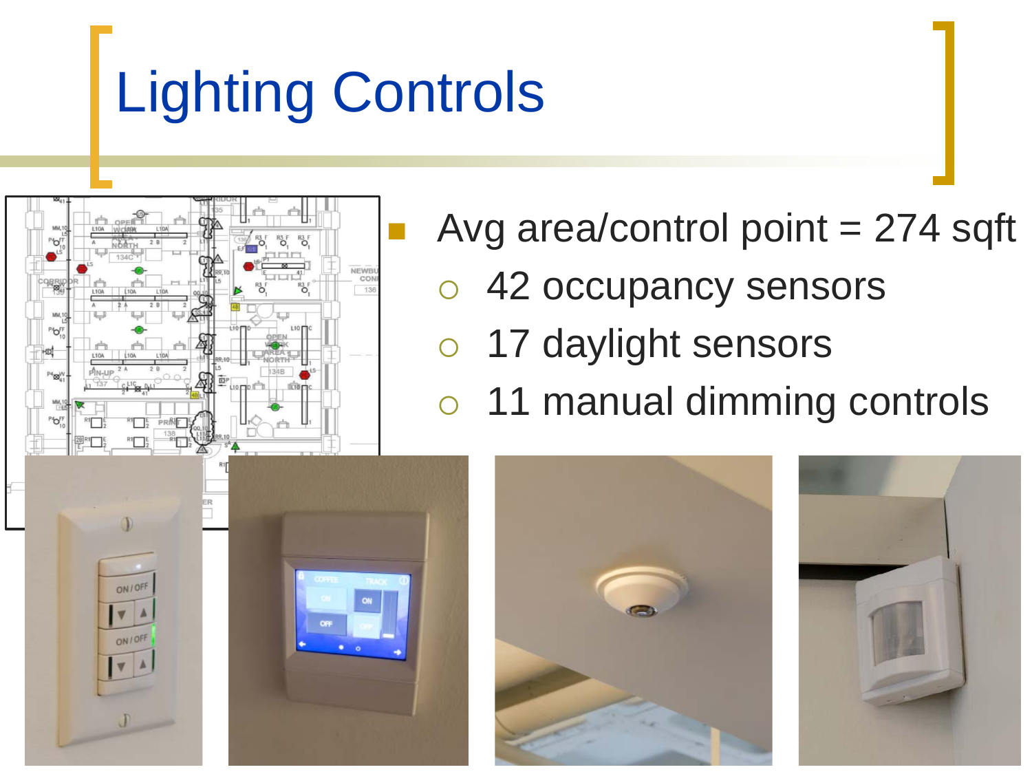# Lighting Controls

- Avg area/control point = 274 sqft
  - 42 occupancy sensors
  - 17 daylight sensors
  - 11 manual dimming controls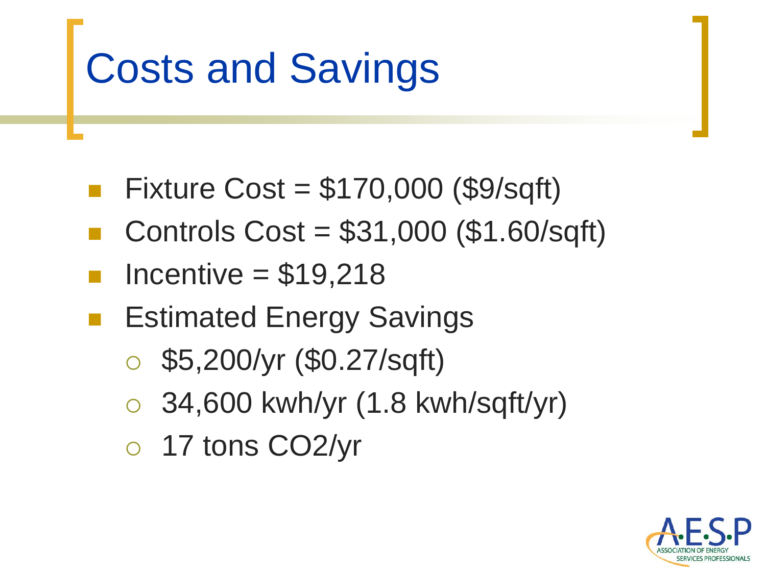# Costs and Savings

- Fixture Cost = $170,000 ($9/sqft)
- Controls Cost = $31,000 ($1.60/sqft)
- Incentive = $19,218
- Estimated Energy Savings
  - $5,200/yr ($0.27/sqft)
  - 34,600 kwh/yr (1.8 kwh/sqft/yr)
  - 17 tons $CO_2$/yr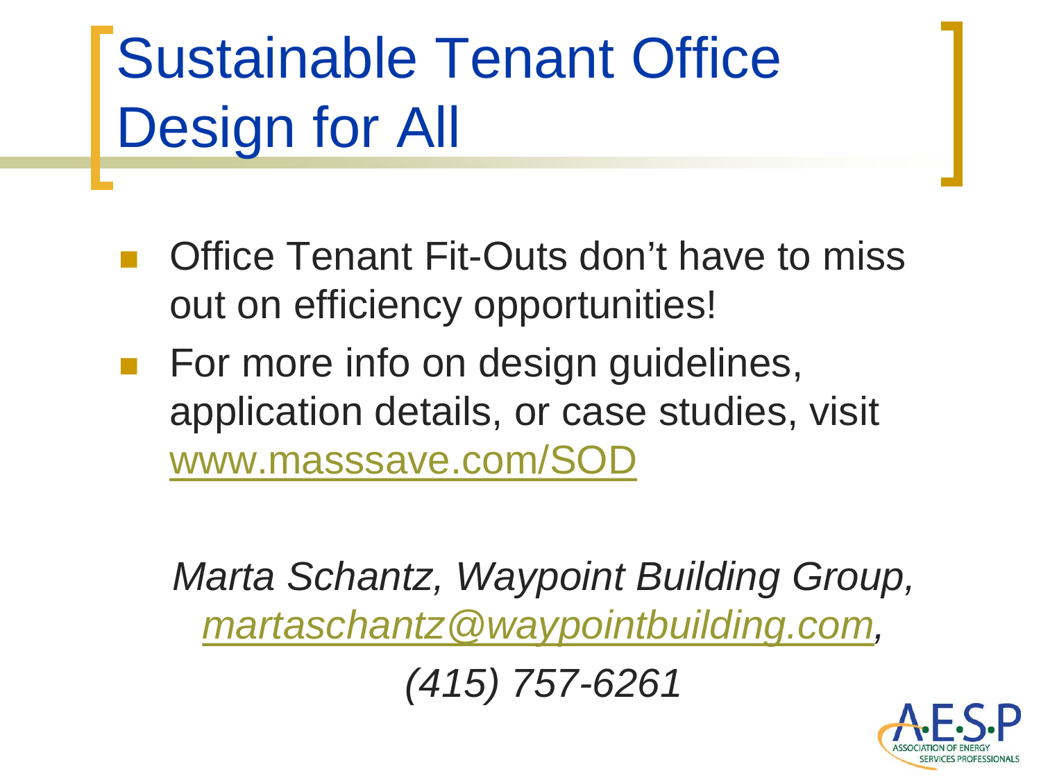# Sustainable Tenant Office Design for All

- Office Tenant Fit-Outs don't have to miss out on efficiency opportunities!
- For more info on design guidelines, application details, or case studies, visit www.masssave.com/SOD

*Marta Schantz, Waypoint Building Group, martaschantz@waypointbuilding.com, (415) 757-6261*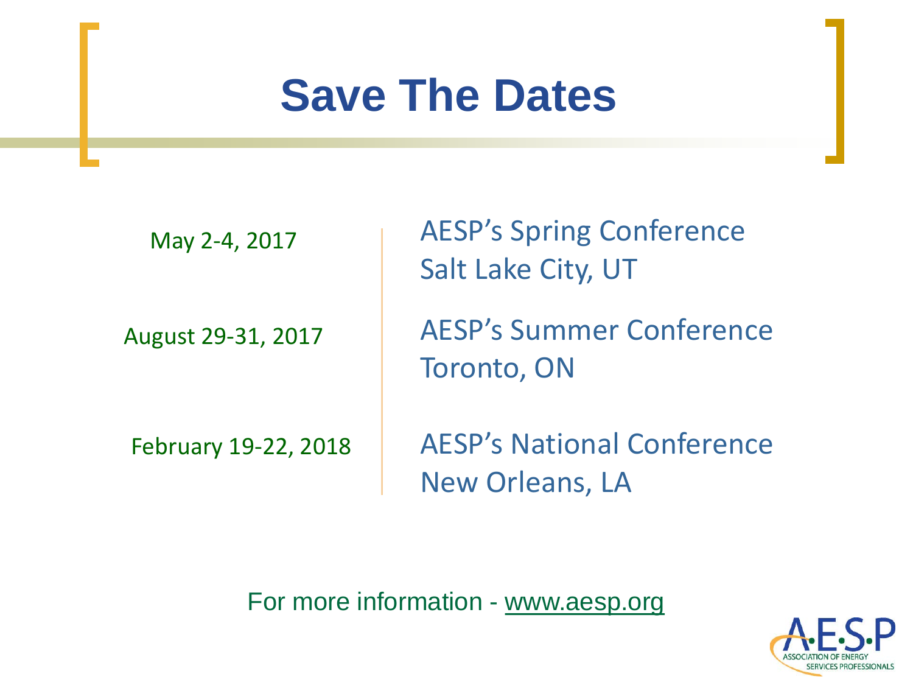# Save The Dates

| | |
|---|---|
| May 2-4, 2017 | AESP's Spring Conference<br>Salt Lake City, UT |
| August 29-31, 2017 | AESP's Summer Conference<br>Toronto, ON |
| February 19-22, 2018 | AESP's National Conference<br>New Orleans, LA |

For more information - www.aesp.org

A·E·S·P
ASSOCIATION OF ENERGY SERVICES PROFESSIONALS